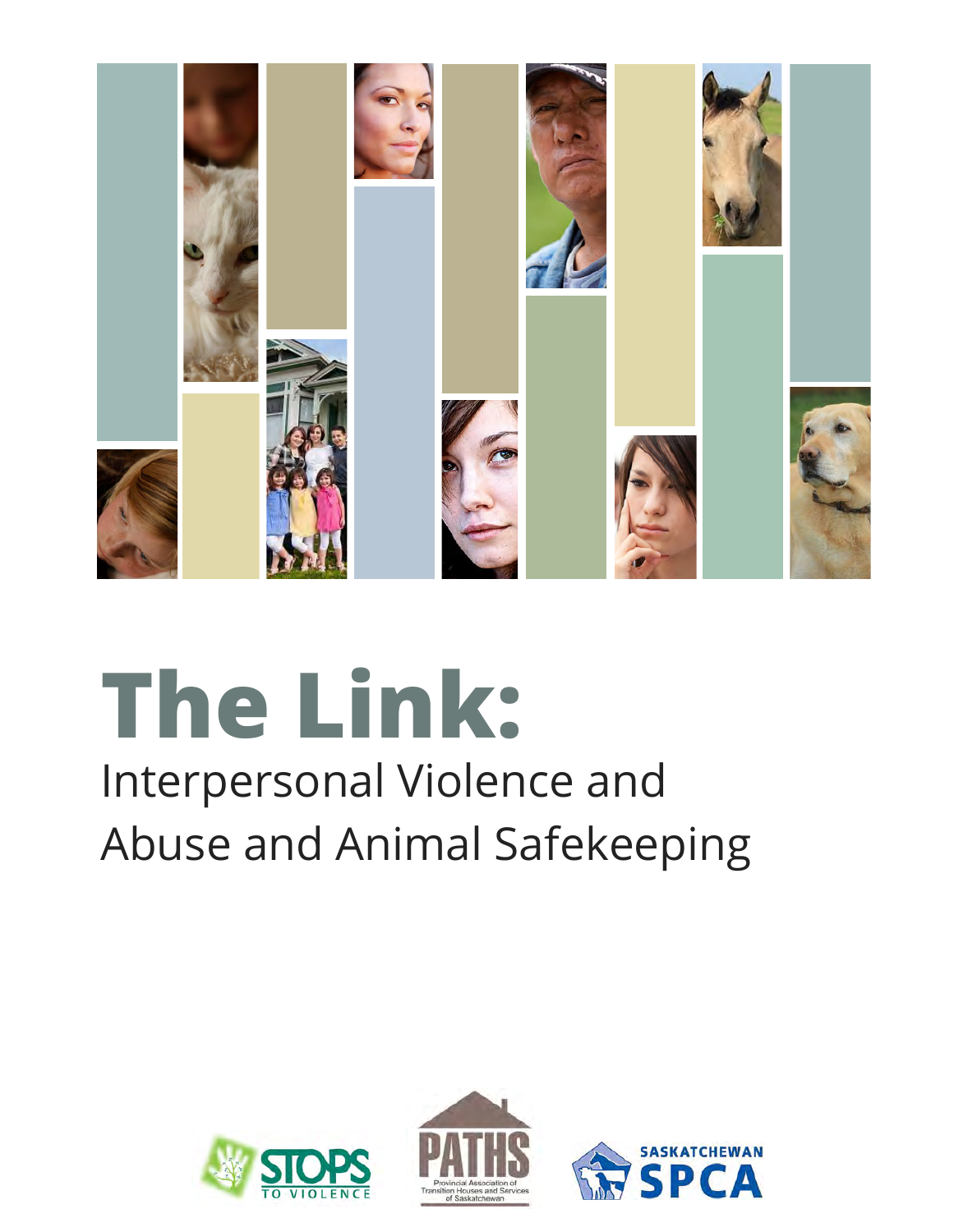# The Link:

## Interpersonal Violence and Abuse and Animal Safekeeping

STOPS TO VIOLENCE

PATHS
Provincial Association of Transition Houses and Services of Saskatchewan

SASKATCHEWAN SPCA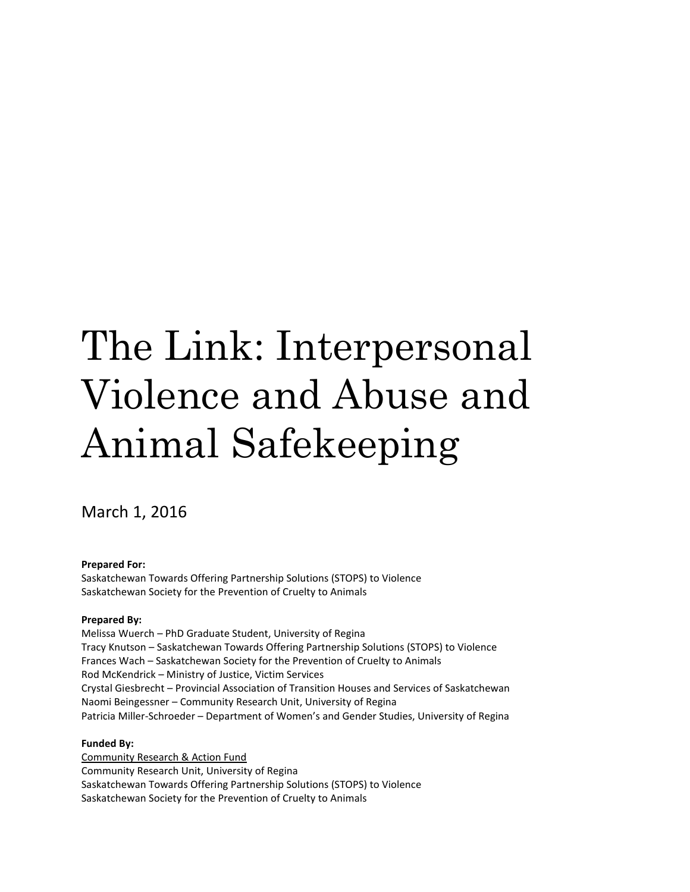# The Link: Interpersonal Violence and Abuse and Animal Safekeeping

March 1, 2016

**Prepared For:**
Saskatchewan Towards Offering Partnership Solutions (STOPS) to Violence
Saskatchewan Society for the Prevention of Cruelty to Animals

**Prepared By:**
Melissa Wuerch – PhD Graduate Student, University of Regina
Tracy Knutson – Saskatchewan Towards Offering Partnership Solutions (STOPS) to Violence
Frances Wach – Saskatchewan Society for the Prevention of Cruelty to Animals
Rod McKendrick – Ministry of Justice, Victim Services
Crystal Giesbrecht – Provincial Association of Transition Houses and Services of Saskatchewan
Naomi Beingessner – Community Research Unit, University of Regina
Patricia Miller-Schroeder – Department of Women's and Gender Studies, University of Regina

**Funded By:**
Community Research & Action Fund
Community Research Unit, University of Regina
Saskatchewan Towards Offering Partnership Solutions (STOPS) to Violence
Saskatchewan Society for the Prevention of Cruelty to Animals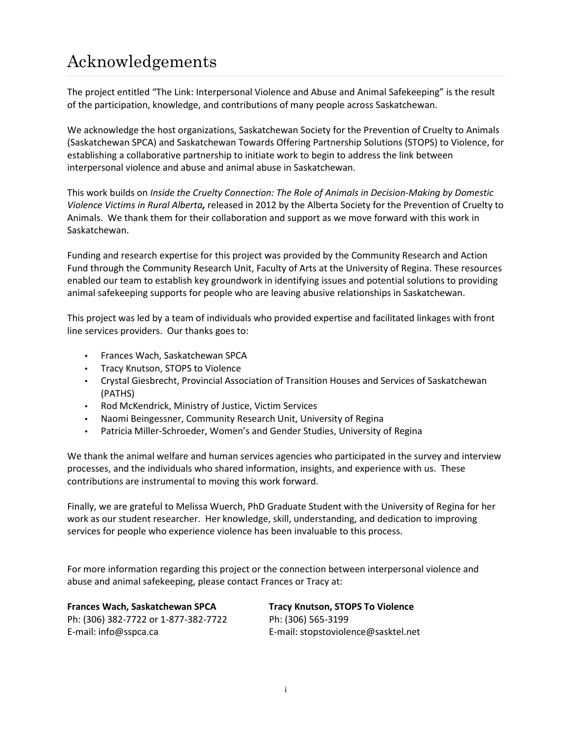# Acknowledgements

The project entitled "The Link: Interpersonal Violence and Abuse and Animal Safekeeping" is the result of the participation, knowledge, and contributions of many people across Saskatchewan.

We acknowledge the host organizations, Saskatchewan Society for the Prevention of Cruelty to Animals (Saskatchewan SPCA) and Saskatchewan Towards Offering Partnership Solutions (STOPS) to Violence, for establishing a collaborative partnership to initiate work to begin to address the link between interpersonal violence and abuse and animal abuse in Saskatchewan.

This work builds on *Inside the Cruelty Connection: The Role of Animals in Decision-Making by Domestic Violence Victims in Rural Alberta,* released in 2012 by the Alberta Society for the Prevention of Cruelty to Animals. We thank them for their collaboration and support as we move forward with this work in Saskatchewan.

Funding and research expertise for this project was provided by the Community Research and Action Fund through the Community Research Unit, Faculty of Arts at the University of Regina. These resources enabled our team to establish key groundwork in identifying issues and potential solutions to providing animal safekeeping supports for people who are leaving abusive relationships in Saskatchewan.

This project was led by a team of individuals who provided expertise and facilitated linkages with front line services providers. Our thanks goes to:

- Frances Wach, Saskatchewan SPCA
- Tracy Knutson, STOPS to Violence
- Crystal Giesbrecht, Provincial Association of Transition Houses and Services of Saskatchewan (PATHS)
- Rod McKendrick, Ministry of Justice, Victim Services
- Naomi Beingessner, Community Research Unit, University of Regina
- Patricia Miller-Schroeder, Women's and Gender Studies, University of Regina

We thank the animal welfare and human services agencies who participated in the survey and interview processes, and the individuals who shared information, insights, and experience with us. These contributions are instrumental to moving this work forward.

Finally, we are grateful to Melissa Wuerch, PhD Graduate Student with the University of Regina for her work as our student researcher. Her knowledge, skill, understanding, and dedication to improving services for people who experience violence has been invaluable to this process.

For more information regarding this project or the connection between interpersonal violence and abuse and animal safekeeping, please contact Frances or Tracy at:

**Frances Wach, Saskatchewan SPCA**
Ph: (306) 382-7722 or 1-877-382-7722
E-mail: info@sspca.ca

**Tracy Knutson, STOPS To Violence**
Ph: (306) 565-3199
E-mail: stopstoviolence@sasktel.net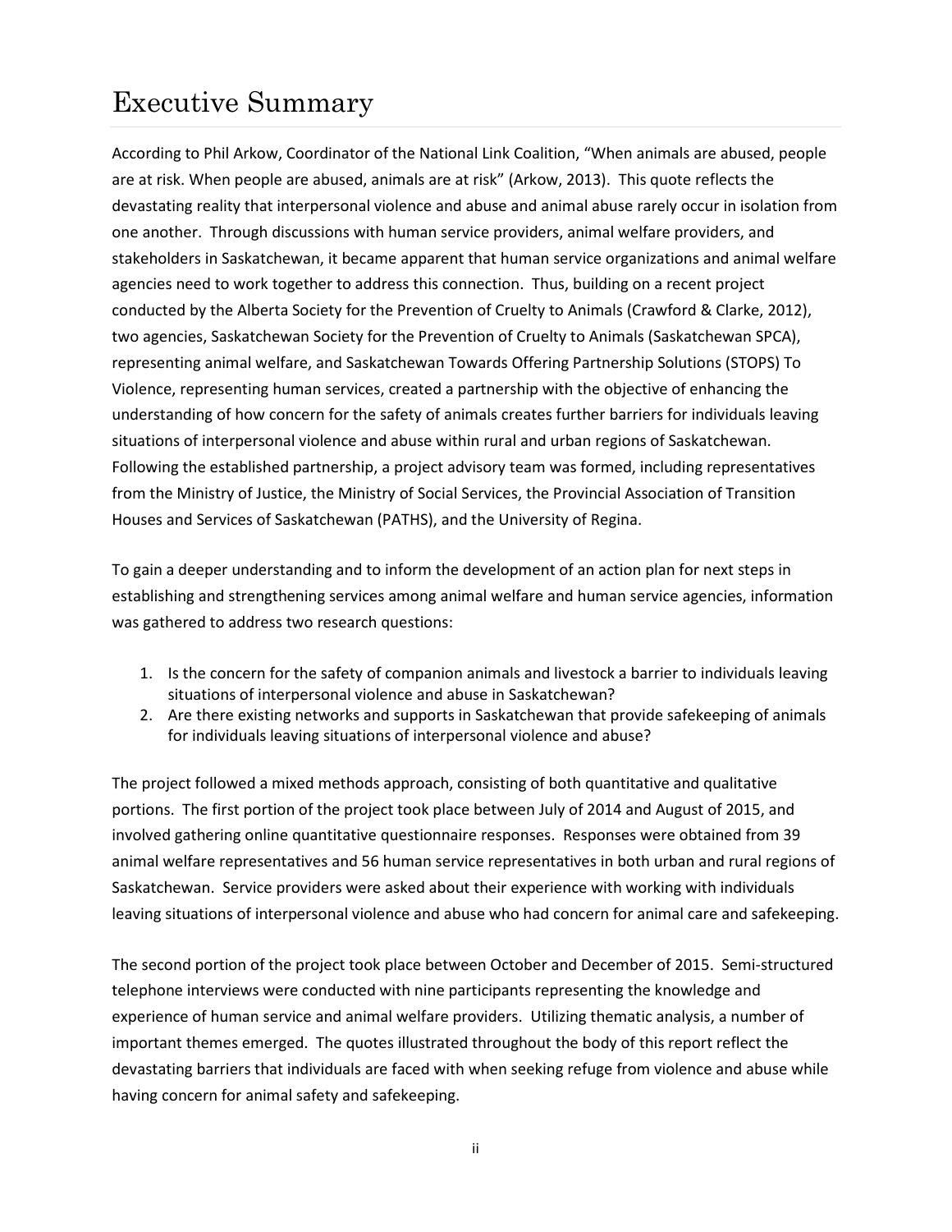# Executive Summary

According to Phil Arkow, Coordinator of the National Link Coalition, "When animals are abused, people are at risk. When people are abused, animals are at risk" (Arkow, 2013). This quote reflects the devastating reality that interpersonal violence and abuse and animal abuse rarely occur in isolation from one another. Through discussions with human service providers, animal welfare providers, and stakeholders in Saskatchewan, it became apparent that human service organizations and animal welfare agencies need to work together to address this connection. Thus, building on a recent project conducted by the Alberta Society for the Prevention of Cruelty to Animals (Crawford & Clarke, 2012), two agencies, Saskatchewan Society for the Prevention of Cruelty to Animals (Saskatchewan SPCA), representing animal welfare, and Saskatchewan Towards Offering Partnership Solutions (STOPS) To Violence, representing human services, created a partnership with the objective of enhancing the understanding of how concern for the safety of animals creates further barriers for individuals leaving situations of interpersonal violence and abuse within rural and urban regions of Saskatchewan. Following the established partnership, a project advisory team was formed, including representatives from the Ministry of Justice, the Ministry of Social Services, the Provincial Association of Transition Houses and Services of Saskatchewan (PATHS), and the University of Regina.

To gain a deeper understanding and to inform the development of an action plan for next steps in establishing and strengthening services among animal welfare and human service agencies, information was gathered to address two research questions:

1. Is the concern for the safety of companion animals and livestock a barrier to individuals leaving situations of interpersonal violence and abuse in Saskatchewan?
2. Are there existing networks and supports in Saskatchewan that provide safekeeping of animals for individuals leaving situations of interpersonal violence and abuse?

The project followed a mixed methods approach, consisting of both quantitative and qualitative portions. The first portion of the project took place between July of 2014 and August of 2015, and involved gathering online quantitative questionnaire responses. Responses were obtained from 39 animal welfare representatives and 56 human service representatives in both urban and rural regions of Saskatchewan. Service providers were asked about their experience with working with individuals leaving situations of interpersonal violence and abuse who had concern for animal care and safekeeping.

The second portion of the project took place between October and December of 2015. Semi-structured telephone interviews were conducted with nine participants representing the knowledge and experience of human service and animal welfare providers. Utilizing thematic analysis, a number of important themes emerged. The quotes illustrated throughout the body of this report reflect the devastating barriers that individuals are faced with when seeking refuge from violence and abuse while having concern for animal safety and safekeeping.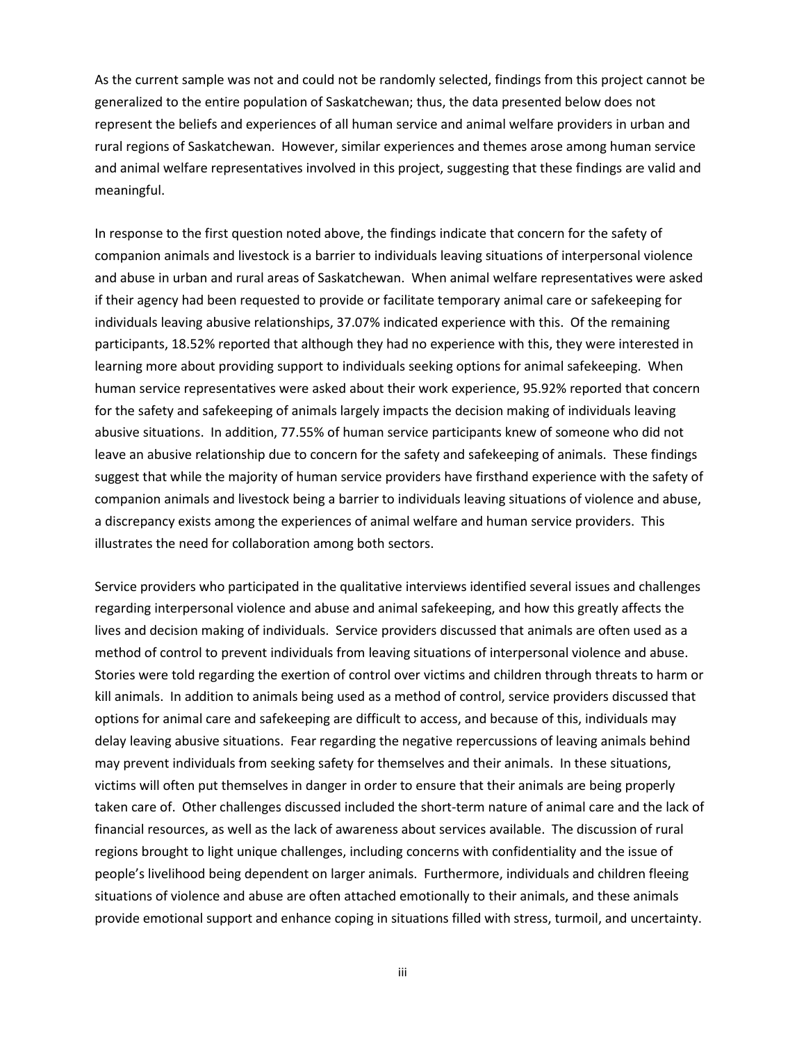As the current sample was not and could not be randomly selected, findings from this project cannot be generalized to the entire population of Saskatchewan; thus, the data presented below does not represent the beliefs and experiences of all human service and animal welfare providers in urban and rural regions of Saskatchewan. However, similar experiences and themes arose among human service and animal welfare representatives involved in this project, suggesting that these findings are valid and meaningful.

In response to the first question noted above, the findings indicate that concern for the safety of companion animals and livestock is a barrier to individuals leaving situations of interpersonal violence and abuse in urban and rural areas of Saskatchewan. When animal welfare representatives were asked if their agency had been requested to provide or facilitate temporary animal care or safekeeping for individuals leaving abusive relationships, 37.07% indicated experience with this. Of the remaining participants, 18.52% reported that although they had no experience with this, they were interested in learning more about providing support to individuals seeking options for animal safekeeping. When human service representatives were asked about their work experience, 95.92% reported that concern for the safety and safekeeping of animals largely impacts the decision making of individuals leaving abusive situations. In addition, 77.55% of human service participants knew of someone who did not leave an abusive relationship due to concern for the safety and safekeeping of animals. These findings suggest that while the majority of human service providers have firsthand experience with the safety of companion animals and livestock being a barrier to individuals leaving situations of violence and abuse, a discrepancy exists among the experiences of animal welfare and human service providers. This illustrates the need for collaboration among both sectors.

Service providers who participated in the qualitative interviews identified several issues and challenges regarding interpersonal violence and abuse and animal safekeeping, and how this greatly affects the lives and decision making of individuals. Service providers discussed that animals are often used as a method of control to prevent individuals from leaving situations of interpersonal violence and abuse. Stories were told regarding the exertion of control over victims and children through threats to harm or kill animals. In addition to animals being used as a method of control, service providers discussed that options for animal care and safekeeping are difficult to access, and because of this, individuals may delay leaving abusive situations. Fear regarding the negative repercussions of leaving animals behind may prevent individuals from seeking safety for themselves and their animals. In these situations, victims will often put themselves in danger in order to ensure that their animals are being properly taken care of. Other challenges discussed included the short-term nature of animal care and the lack of financial resources, as well as the lack of awareness about services available. The discussion of rural regions brought to light unique challenges, including concerns with confidentiality and the issue of people's livelihood being dependent on larger animals. Furthermore, individuals and children fleeing situations of violence and abuse are often attached emotionally to their animals, and these animals provide emotional support and enhance coping in situations filled with stress, turmoil, and uncertainty.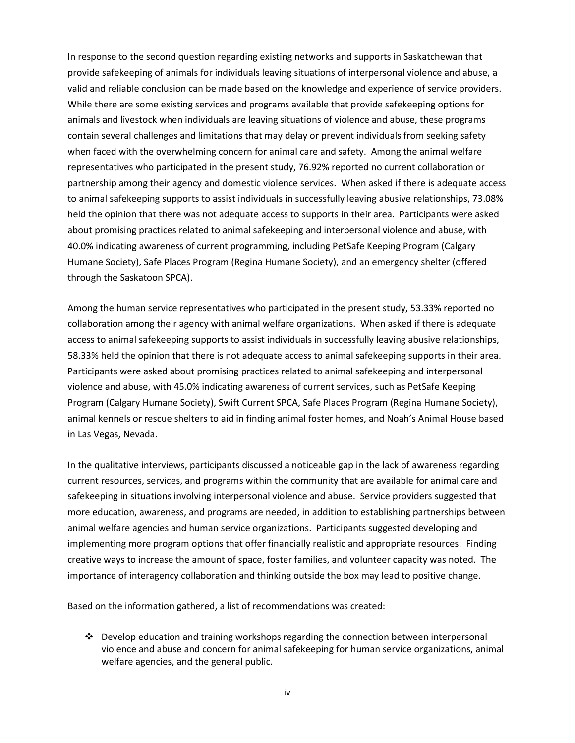In response to the second question regarding existing networks and supports in Saskatchewan that provide safekeeping of animals for individuals leaving situations of interpersonal violence and abuse, a valid and reliable conclusion can be made based on the knowledge and experience of service providers. While there are some existing services and programs available that provide safekeeping options for animals and livestock when individuals are leaving situations of violence and abuse, these programs contain several challenges and limitations that may delay or prevent individuals from seeking safety when faced with the overwhelming concern for animal care and safety. Among the animal welfare representatives who participated in the present study, 76.92% reported no current collaboration or partnership among their agency and domestic violence services. When asked if there is adequate access to animal safekeeping supports to assist individuals in successfully leaving abusive relationships, 73.08% held the opinion that there was not adequate access to supports in their area. Participants were asked about promising practices related to animal safekeeping and interpersonal violence and abuse, with 40.0% indicating awareness of current programming, including PetSafe Keeping Program (Calgary Humane Society), Safe Places Program (Regina Humane Society), and an emergency shelter (offered through the Saskatoon SPCA).

Among the human service representatives who participated in the present study, 53.33% reported no collaboration among their agency with animal welfare organizations. When asked if there is adequate access to animal safekeeping supports to assist individuals in successfully leaving abusive relationships, 58.33% held the opinion that there is not adequate access to animal safekeeping supports in their area. Participants were asked about promising practices related to animal safekeeping and interpersonal violence and abuse, with 45.0% indicating awareness of current services, such as PetSafe Keeping Program (Calgary Humane Society), Swift Current SPCA, Safe Places Program (Regina Humane Society), animal kennels or rescue shelters to aid in finding animal foster homes, and Noah's Animal House based in Las Vegas, Nevada.

In the qualitative interviews, participants discussed a noticeable gap in the lack of awareness regarding current resources, services, and programs within the community that are available for animal care and safekeeping in situations involving interpersonal violence and abuse. Service providers suggested that more education, awareness, and programs are needed, in addition to establishing partnerships between animal welfare agencies and human service organizations. Participants suggested developing and implementing more program options that offer financially realistic and appropriate resources. Finding creative ways to increase the amount of space, foster families, and volunteer capacity was noted. The importance of interagency collaboration and thinking outside the box may lead to positive change.

Based on the information gathered, a list of recommendations was created:

- Develop education and training workshops regarding the connection between interpersonal violence and abuse and concern for animal safekeeping for human service organizations, animal welfare agencies, and the general public.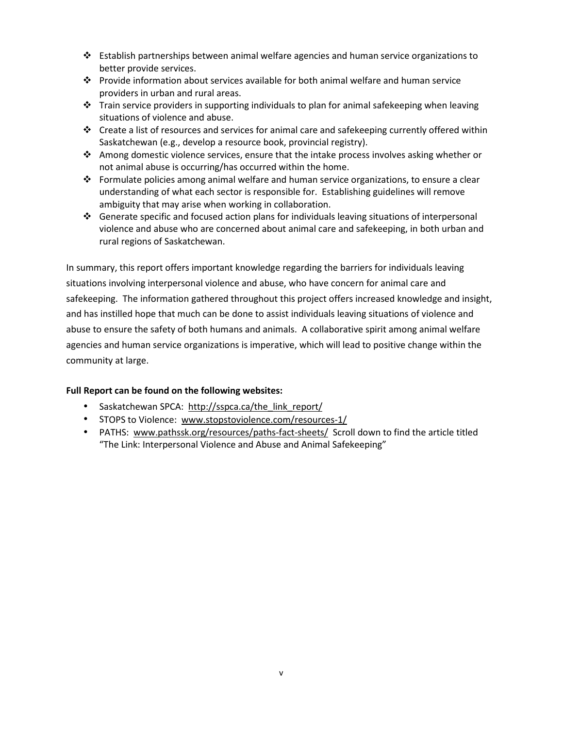- Establish partnerships between animal welfare agencies and human service organizations to better provide services.
- Provide information about services available for both animal welfare and human service providers in urban and rural areas.
- Train service providers in supporting individuals to plan for animal safekeeping when leaving situations of violence and abuse.
- Create a list of resources and services for animal care and safekeeping currently offered within Saskatchewan (e.g., develop a resource book, provincial registry).
- Among domestic violence services, ensure that the intake process involves asking whether or not animal abuse is occurring/has occurred within the home.
- Formulate policies among animal welfare and human service organizations, to ensure a clear understanding of what each sector is responsible for. Establishing guidelines will remove ambiguity that may arise when working in collaboration.
- Generate specific and focused action plans for individuals leaving situations of interpersonal violence and abuse who are concerned about animal care and safekeeping, in both urban and rural regions of Saskatchewan.

In summary, this report offers important knowledge regarding the barriers for individuals leaving situations involving interpersonal violence and abuse, who have concern for animal care and safekeeping. The information gathered throughout this project offers increased knowledge and insight, and has instilled hope that much can be done to assist individuals leaving situations of violence and abuse to ensure the safety of both humans and animals. A collaborative spirit among animal welfare agencies and human service organizations is imperative, which will lead to positive change within the community at large.

**Full Report can be found on the following websites:**

- Saskatchewan SPCA: http://sspca.ca/the_link_report/
- STOPS to Violence: www.stopstoviolence.com/resources-1/
- PATHS: www.pathssk.org/resources/paths-fact-sheets/ Scroll down to find the article titled "The Link: Interpersonal Violence and Abuse and Animal Safekeeping"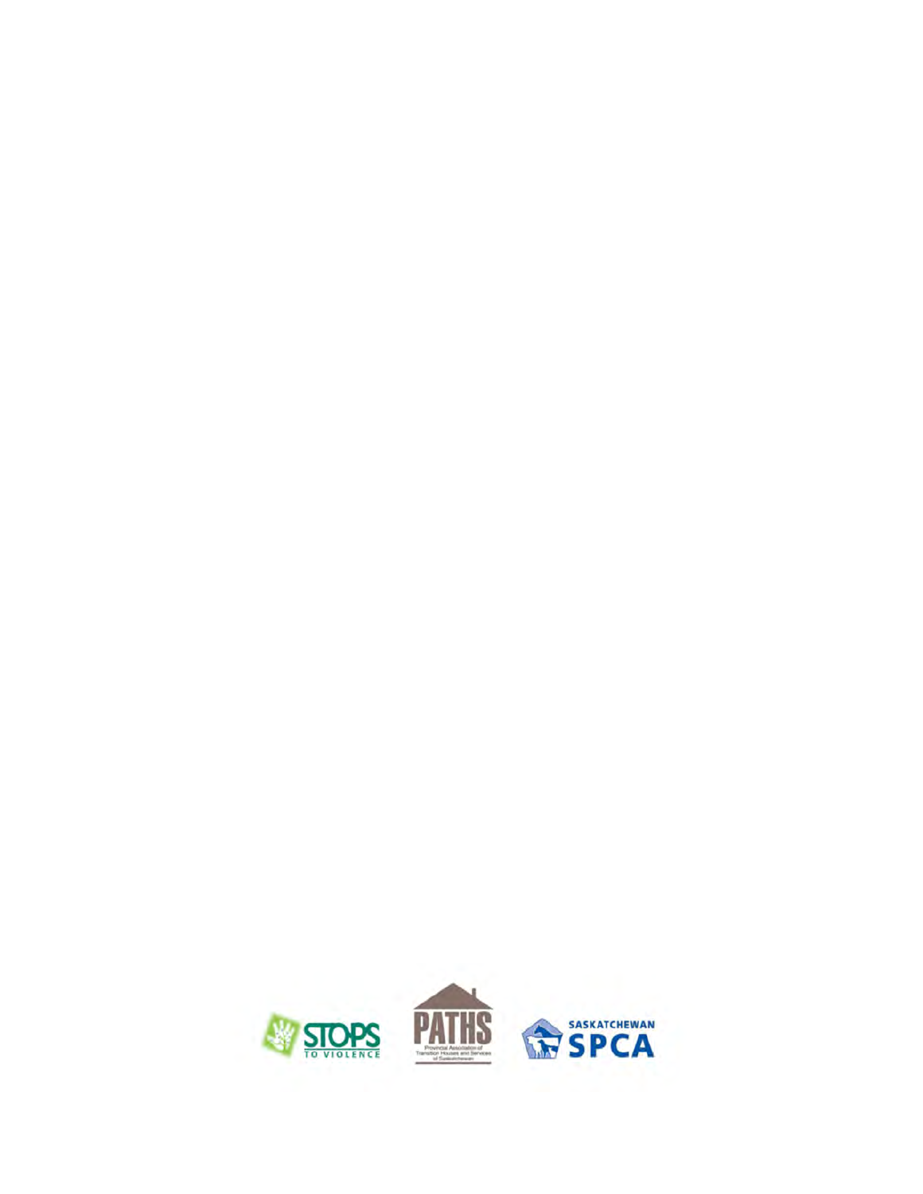STOPS TO VIOLENCE

PATHS
Provincial Association of Transition Houses and Services of Saskatchewan

SASKATCHEWAN SPCA